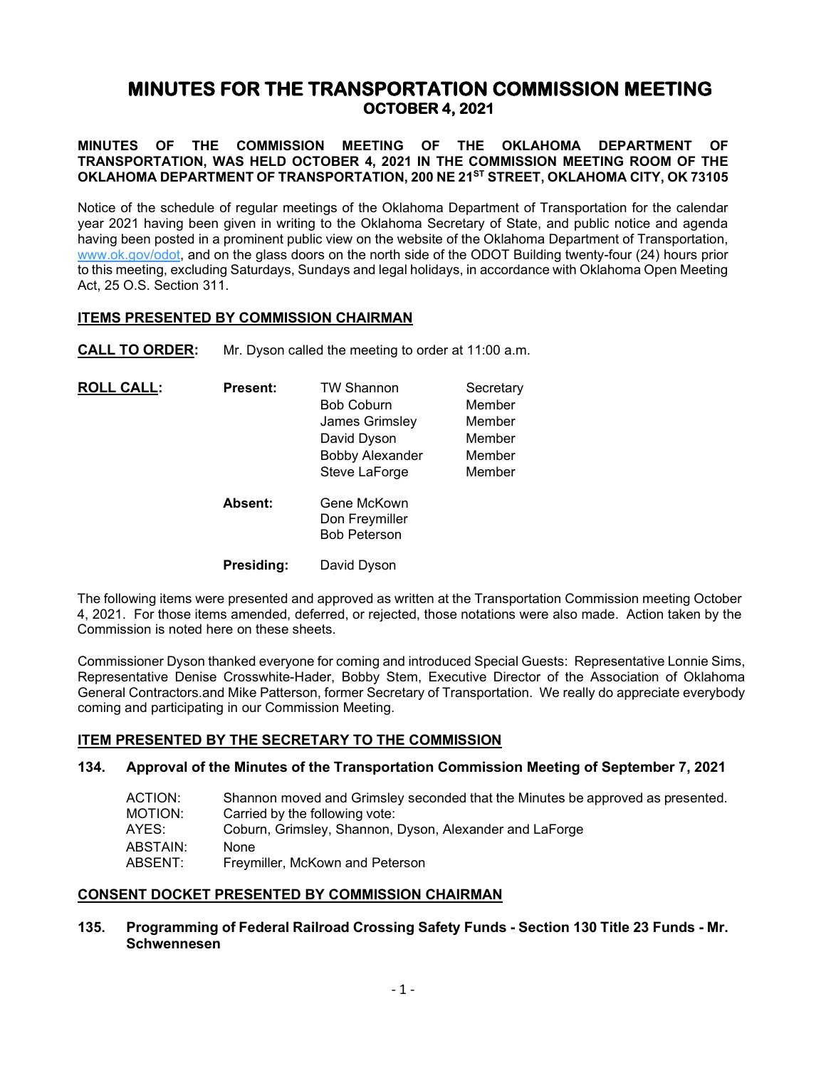# MINUTES FOR THE TRANSPORTATION COMMISSION MEETING
## OCTOBER 4, 2021

**MINUTES OF THE COMMISSION MEETING OF THE OKLAHOMA DEPARTMENT OF TRANSPORTATION, WAS HELD OCTOBER 4, 2021 IN THE COMMISSION MEETING ROOM OF THE OKLAHOMA DEPARTMENT OF TRANSPORTATION, 200 NE 21ST STREET, OKLAHOMA CITY, OK 73105**

Notice of the schedule of regular meetings of the Oklahoma Department of Transportation for the calendar year 2021 having been given in writing to the Oklahoma Secretary of State, and public notice and agenda having been posted in a prominent public view on the website of the Oklahoma Department of Transportation, www.ok.gov/odot, and on the glass doors on the north side of the ODOT Building twenty-four (24) hours prior to this meeting, excluding Saturdays, Sundays and legal holidays, in accordance with Oklahoma Open Meeting Act, 25 O.S. Section 311.

### ITEMS PRESENTED BY COMMISSION CHAIRMAN

**CALL TO ORDER:** Mr. Dyson called the meeting to order at 11:00 a.m.

**ROLL CALL:**

| | | |
|---|---|---|
| **Present:** | TW Shannon | Secretary |
| | Bob Coburn | Member |
| | James Grimsley | Member |
| | David Dyson | Member |
| | Bobby Alexander | Member |
| | Steve LaForge | Member |
| **Absent:** | Gene McKown | |
| | Don Freymiller | |
| | Bob Peterson | |
| **Presiding:** | David Dyson | |

The following items were presented and approved as written at the Transportation Commission meeting October 4, 2021. For those items amended, deferred, or rejected, those notations were also made. Action taken by the Commission is noted here on these sheets.

Commissioner Dyson thanked everyone for coming and introduced Special Guests: Representative Lonnie Sims, Representative Denise Crosswhite-Hader, Bobby Stem, Executive Director of the Association of Oklahoma General Contractors.and Mike Patterson, former Secretary of Transportation. We really do appreciate everybody coming and participating in our Commission Meeting.

### ITEM PRESENTED BY THE SECRETARY TO THE COMMISSION

**134. Approval of the Minutes of the Transportation Commission Meeting of September 7, 2021**

| | |
|---|---|
| ACTION: | Shannon moved and Grimsley seconded that the Minutes be approved as presented. |
| MOTION: | Carried by the following vote: |
| AYES: | Coburn, Grimsley, Shannon, Dyson, Alexander and LaForge |
| ABSTAIN: | None |
| ABSENT: | Freymiller, McKown and Peterson |

### CONSENT DOCKET PRESENTED BY COMMISSION CHAIRMAN

**135. Programming of Federal Railroad Crossing Safety Funds - Section 130 Title 23 Funds - Mr. Schwennesen**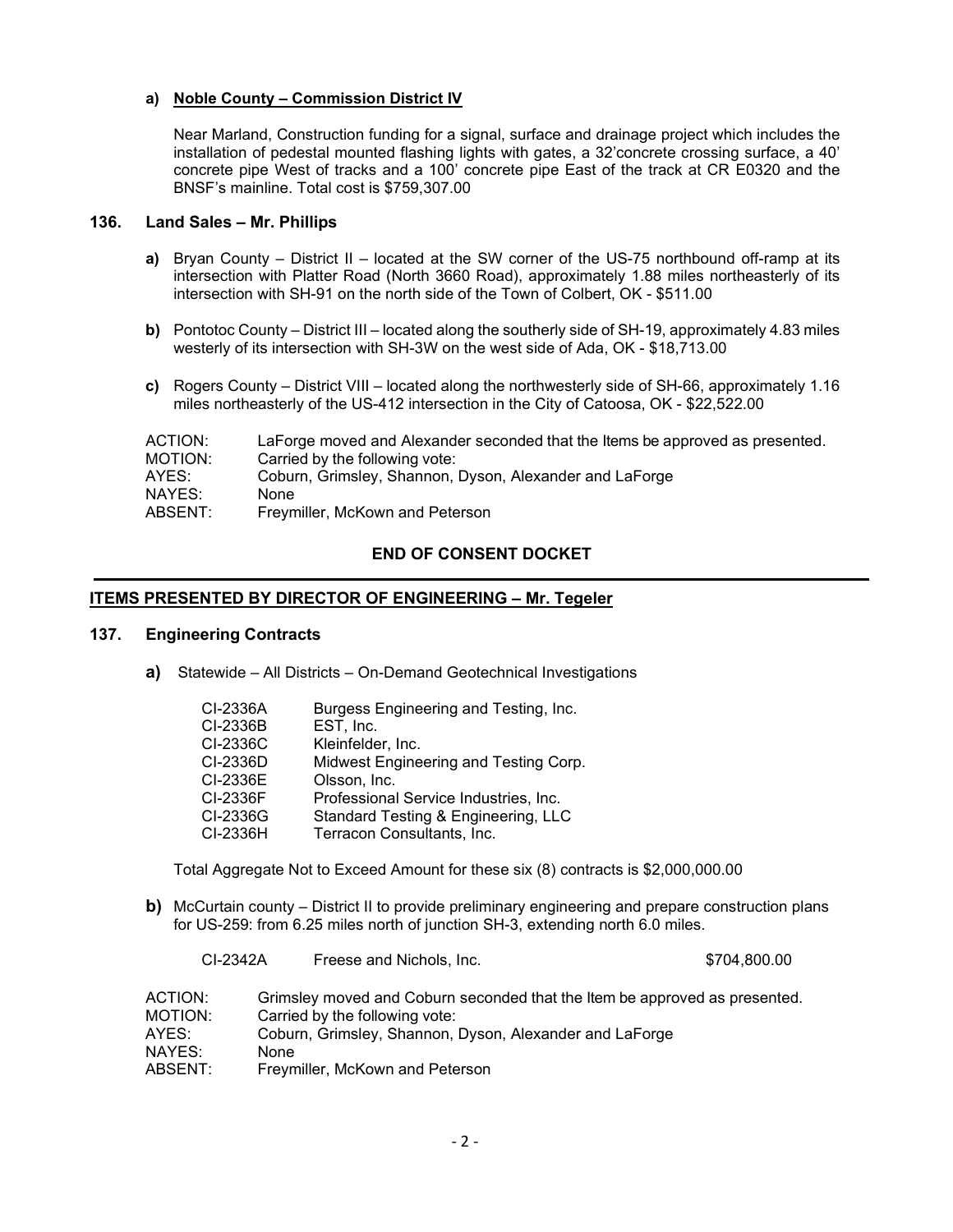**a) Noble County – Commission District IV**

Near Marland, Construction funding for a signal, surface and drainage project which includes the installation of pedestal mounted flashing lights with gates, a 32'concrete crossing surface, a 40' concrete pipe West of tracks and a 100' concrete pipe East of the track at CR E0320 and the BNSF's mainline. Total cost is $759,307.00

### 136. Land Sales – Mr. Phillips

**a)** Bryan County – District II – located at the SW corner of the US-75 northbound off-ramp at its intersection with Platter Road (North 3660 Road), approximately 1.88 miles northeasterly of its intersection with SH-91 on the north side of the Town of Colbert, OK - $511.00

**b)** Pontotoc County – District III – located along the southerly side of SH-19, approximately 4.83 miles westerly of its intersection with SH-3W on the west side of Ada, OK - $18,713.00

**c)** Rogers County – District VIII – located along the northwesterly side of SH-66, approximately 1.16 miles northeasterly of the US-412 intersection in the City of Catoosa, OK - $22,522.00

| | |
|---|---|
| ACTION: | LaForge moved and Alexander seconded that the Items be approved as presented. |
| MOTION: | Carried by the following vote: |
| AYES: | Coburn, Grimsley, Shannon, Dyson, Alexander and LaForge |
| NAYES: | None |
| ABSENT: | Freymiller, McKown and Peterson |

**END OF CONSENT DOCKET**

---

**ITEMS PRESENTED BY DIRECTOR OF ENGINEERING – Mr. Tegeler**

### 137. Engineering Contracts

**a)** Statewide – All Districts – On-Demand Geotechnical Investigations

| | |
|---|---|
| CI-2336A | Burgess Engineering and Testing, Inc. |
| CI-2336B | EST, Inc. |
| CI-2336C | Kleinfelder, Inc. |
| CI-2336D | Midwest Engineering and Testing Corp. |
| CI-2336E | Olsson, Inc. |
| CI-2336F | Professional Service Industries, Inc. |
| CI-2336G | Standard Testing & Engineering, LLC |
| CI-2336H | Terracon Consultants, Inc. |

Total Aggregate Not to Exceed Amount for these six (8) contracts is $2,000,000.00

**b)** McCurtain county – District II to provide preliminary engineering and prepare construction plans for US-259: from 6.25 miles north of junction SH-3, extending north 6.0 miles.

| | | |
|---|---|---|
| CI-2342A | Freese and Nichols, Inc. | $704,800.00 |

| | |
|---|---|
| ACTION: | Grimsley moved and Coburn seconded that the Item be approved as presented. |
| MOTION: | Carried by the following vote: |
| AYES: | Coburn, Grimsley, Shannon, Dyson, Alexander and LaForge |
| NAYES: | None |
| ABSENT: | Freymiller, McKown and Peterson |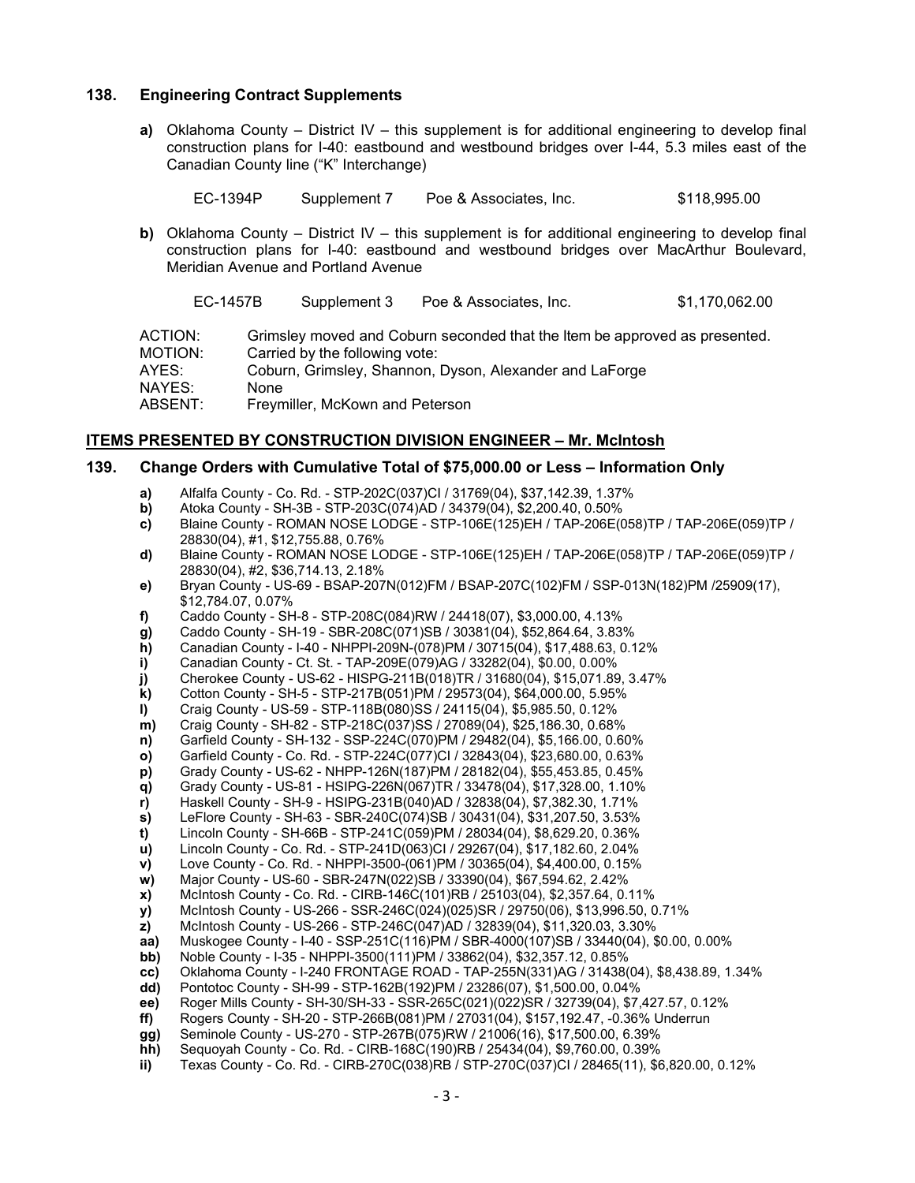## 138. Engineering Contract Supplements

**a)** Oklahoma County – District IV – this supplement is for additional engineering to develop final construction plans for I-40: eastbound and westbound bridges over I-44, 5.3 miles east of the Canadian County line ("K" Interchange)

| EC-1394P | Supplement 7 | Poe & Associates, Inc. | $118,995.00 |
|---|---|---|---|

**b)** Oklahoma County – District IV – this supplement is for additional engineering to develop final construction plans for I-40: eastbound and westbound bridges over MacArthur Boulevard, Meridian Avenue and Portland Avenue

| EC-1457B | Supplement 3 | Poe & Associates, Inc. | $1,170,062.00 |
|---|---|---|---|

ACTION: Grimsley moved and Coburn seconded that the Item be approved as presented.
MOTION: Carried by the following vote:
AYES: Coburn, Grimsley, Shannon, Dyson, Alexander and LaForge
NAYES: None
ABSENT: Freymiller, McKown and Peterson

## ITEMS PRESENTED BY CONSTRUCTION DIVISION ENGINEER – Mr. McIntosh

## 139. Change Orders with Cumulative Total of $75,000.00 or Less – Information Only

**a)** Alfalfa County - Co. Rd. - STP-202C(037)CI / 31769(04), $37,142.39, 1.37%
**b)** Atoka County - SH-3B - STP-203C(074)AD / 34379(04), $2,200.40, 0.50%
**c)** Blaine County - ROMAN NOSE LODGE - STP-106E(125)EH / TAP-206E(058)TP / TAP-206E(059)TP / 28830(04), #1, $12,755.88, 0.76%
**d)** Blaine County - ROMAN NOSE LODGE - STP-106E(125)EH / TAP-206E(058)TP / TAP-206E(059)TP / 28830(04), #2, $36,714.13, 2.18%
**e)** Bryan County - US-69 - BSAP-207N(012)FM / BSAP-207C(102)FM / SSP-013N(182)PM /25909(17), $12,784.07, 0.07%
**f)** Caddo County - SH-8 - STP-208C(084)RW / 24418(07), $3,000.00, 4.13%
**g)** Caddo County - SH-19 - SBR-208C(071)SB / 30381(04), $52,864.64, 3.83%
**h)** Canadian County - I-40 - NHPPI-209N-(078)PM / 30715(04), $17,488.63, 0.12%
**i)** Canadian County - Ct. St. - TAP-209E(079)AG / 33282(04), $0.00, 0.00%
**j)** Cherokee County - US-62 - HISPG-211B(018)TR / 31680(04), $15,071.89, 3.47%
**k)** Cotton County - SH-5 - STP-217B(051)PM / 29573(04), $64,000.00, 5.95%
**l)** Craig County - US-59 - STP-118B(080)SS / 24115(04), $5,985.50, 0.12%
**m)** Craig County - SH-82 - STP-218C(037)SS / 27089(04), $25,186.30, 0.68%
**n)** Garfield County - SH-132 - SSP-224C(070)PM / 29482(04), $5,166.00, 0.60%
**o)** Garfield County - Co. Rd. - STP-224C(077)CI / 32843(04), $23,680.00, 0.63%
**p)** Grady County - US-62 - NHPP-126N(187)PM / 28182(04), $55,453.85, 0.45%
**q)** Grady County - US-81 - HSIPG-226N(067)TR / 33478(04), $17,328.00, 1.10%
**r)** Haskell County - SH-9 - HSIPG-231B(040)AD / 32838(04), $7,382.30, 1.71%
**s)** LeFlore County - SH-63 - SBR-240C(074)SB / 30431(04), $31,207.50, 3.53%
**t)** Lincoln County - SH-66B - STP-241C(059)PM / 28034(04), $8,629.20, 0.36%
**u)** Lincoln County - Co. Rd. - STP-241D(063)CI / 29267(04), $17,182.60, 2.04%
**v)** Love County - Co. Rd. - NHPPI-3500-(061)PM / 30365(04), $4,400.00, 0.15%
**w)** Major County - US-60 - SBR-247N(022)SB / 33390(04), $67,594.62, 2.42%
**x)** McIntosh County - Co. Rd. - CIRB-146C(101)RB / 25103(04), $2,357.64, 0.11%
**y)** McIntosh County - US-266 - SSR-246C(024)(025)SR / 29750(06), $13,996.50, 0.71%
**z)** McIntosh County - US-266 - STP-246C(047)AD / 32839(04), $11,320.03, 3.30%
**aa)** Muskogee County - I-40 - SSP-251C(116)PM / SBR-4000(107)SB / 33440(04), $0.00, 0.00%
**bb)** Noble County - I-35 - NHPPI-3500(111)PM / 33862(04), $32,357.12, 0.85%
**cc)** Oklahoma County - I-240 FRONTAGE ROAD - TAP-255N(331)AG / 31438(04), $8,438.89, 1.34%
**dd)** Pontotoc County - SH-99 - STP-162B(192)PM / 23286(07), $1,500.00, 0.04%
**ee)** Roger Mills County - SH-30/SH-33 - SSR-265C(021)(022)SR / 32739(04), $7,427.57, 0.12%
**ff)** Rogers County - SH-20 - STP-266B(081)PM / 27031(04), $157,192.47, -0.36% Underrun
**gg)** Seminole County - US-270 - STP-267B(075)RW / 21006(16), $17,500.00, 6.39%
**hh)** Sequoyah County - Co. Rd. - CIRB-168C(190)RB / 25434(04), $9,760.00, 0.39%
**ii)** Texas County - Co. Rd. - CIRB-270C(038)RB / STP-270C(037)CI / 28465(11), $6,820.00, 0.12%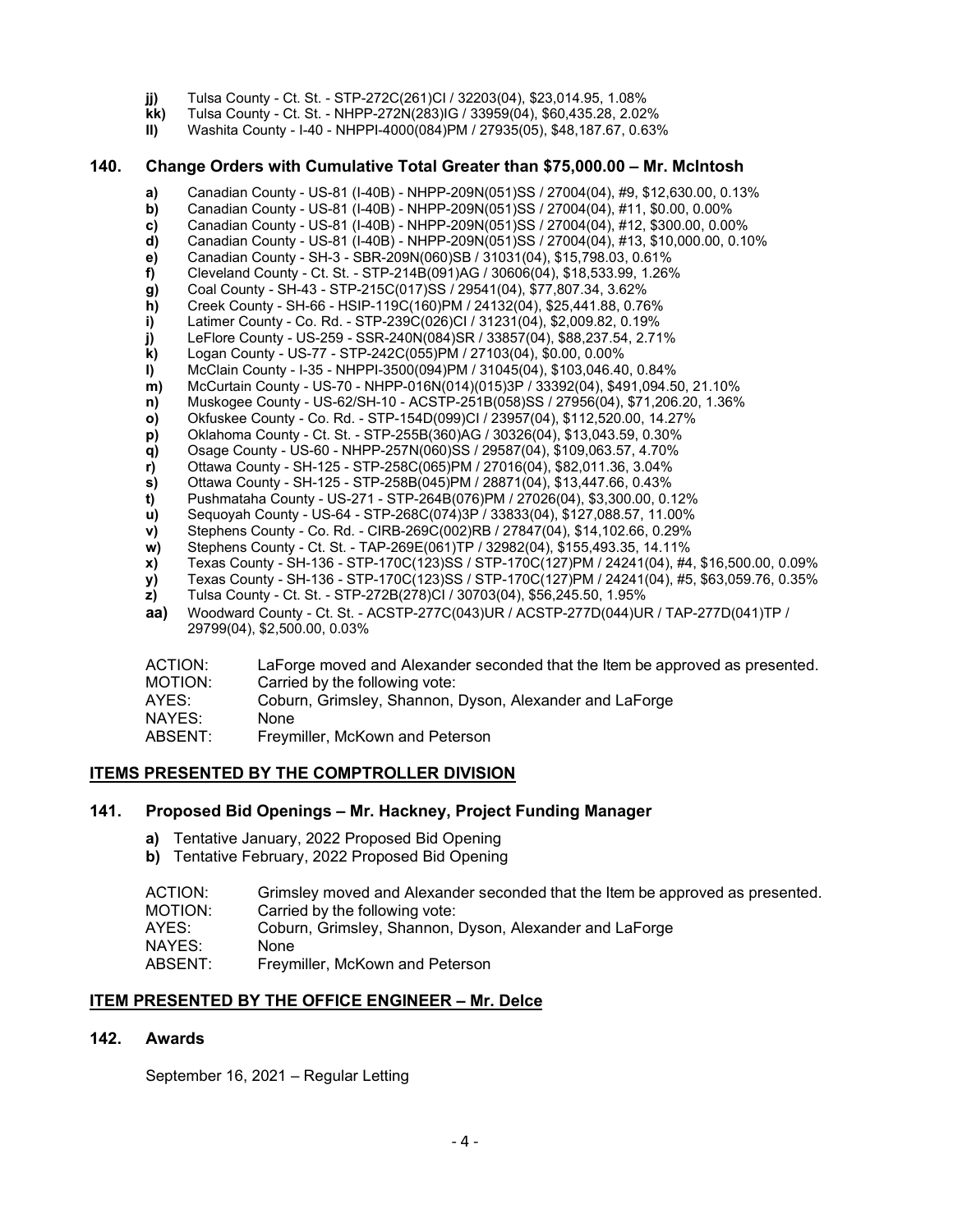- **jj)** Tulsa County - Ct. St. - STP-272C(261)CI / 32203(04), $23,014.95, 1.08%
- **kk)** Tulsa County - Ct. St. - NHPP-272N(283)IG / 33959(04), $60,435.28, 2.02%
- **ll)** Washita County - I-40 - NHPPI-4000(084)PM / 27935(05), $48,187.67, 0.63%

### 140. Change Orders with Cumulative Total Greater than $75,000.00 – Mr. McIntosh

- **a)** Canadian County - US-81 (I-40B) - NHPP-209N(051)SS / 27004(04), #9, $12,630.00, 0.13%
- **b)** Canadian County - US-81 (I-40B) - NHPP-209N(051)SS / 27004(04), #11, $0.00, 0.00%
- **c)** Canadian County - US-81 (I-40B) - NHPP-209N(051)SS / 27004(04), #12, $300.00, 0.00%
- **d)** Canadian County - US-81 (I-40B) - NHPP-209N(051)SS / 27004(04), #13, $10,000.00, 0.10%
- **e)** Canadian County - SH-3 - SBR-209N(060)SB / 31031(04), $15,798.03, 0.61%
- **f)** Cleveland County - Ct. St. - STP-214B(091)AG / 30606(04), $18,533.99, 1.26%
- **g)** Coal County - SH-43 - STP-215C(017)SS / 29541(04), $77,807.34, 3.62%
- **h)** Creek County - SH-66 - HSIP-119C(160)PM / 24132(04), $25,441.88, 0.76%
- **i)** Latimer County - Co. Rd. - STP-239C(026)CI / 31231(04), $2,009.82, 0.19%
- **j)** LeFlore County - US-259 - SSR-240N(084)SR / 33857(04), $88,237.54, 2.71%
- **k)** Logan County - US-77 - STP-242C(055)PM / 27103(04), $0.00, 0.00%
- **l)** McClain County - I-35 - NHPPI-3500(094)PM / 31045(04), $103,046.40, 0.84%
- **m)** McCurtain County - US-70 - NHPP-016N(014)(015)3P / 33392(04), $491,094.50, 21.10%
- **n)** Muskogee County - US-62/SH-10 - ACSTP-251B(058)SS / 27956(04), $71,206.20, 1.36%
- **o)** Okfuskee County - Co. Rd. - STP-154D(099)CI / 23957(04), $112,520.00, 14.27%
- **p)** Oklahoma County - Ct. St. - STP-255B(360)AG / 30326(04), $13,043.59, 0.30%
- **q)** Osage County - US-60 - NHPP-257N(060)SS / 29587(04), $109,063.57, 4.70%
- **r)** Ottawa County - SH-125 - STP-258C(065)PM / 27016(04), $82,011.36, 3.04%
- **s)** Ottawa County - SH-125 - STP-258B(045)PM / 28871(04), $13,447.66, 0.43%
- **t)** Pushmataha County - US-271 - STP-264B(076)PM / 27026(04), $3,300.00, 0.12%
- **u)** Sequoyah County - US-64 - STP-268C(074)3P / 33833(04), $127,088.57, 11.00%
- **v)** Stephens County - Co. Rd. - CIRB-269C(002)RB / 27847(04), $14,102.66, 0.29%
- **w)** Stephens County - Ct. St. - TAP-269E(061)TP / 32982(04), $155,493.35, 14.11%
- **x)** Texas County - SH-136 - STP-170C(123)SS / STP-170C(127)PM / 24241(04), #4, $16,500.00, 0.09%
- **y)** Texas County - SH-136 - STP-170C(123)SS / STP-170C(127)PM / 24241(04), #5, $63,059.76, 0.35%
- **z)** Tulsa County - Ct. St. - STP-272B(278)CI / 30703(04), $56,245.50, 1.95%
- **aa)** Woodward County - Ct. St. - ACSTP-277C(043)UR / ACSTP-277D(044)UR / TAP-277D(041)TP / 29799(04), $2,500.00, 0.03%

ACTION: LaForge moved and Alexander seconded that the Item be approved as presented.
MOTION: Carried by the following vote:
AYES: Coburn, Grimsley, Shannon, Dyson, Alexander and LaForge
NAYES: None
ABSENT: Freymiller, McKown and Peterson

## ITEMS PRESENTED BY THE COMPTROLLER DIVISION

### 141. Proposed Bid Openings – Mr. Hackney, Project Funding Manager

- **a)** Tentative January, 2022 Proposed Bid Opening
- **b)** Tentative February, 2022 Proposed Bid Opening

ACTION: Grimsley moved and Alexander seconded that the Item be approved as presented.
MOTION: Carried by the following vote:
AYES: Coburn, Grimsley, Shannon, Dyson, Alexander and LaForge
NAYES: None
ABSENT: Freymiller, McKown and Peterson

## ITEM PRESENTED BY THE OFFICE ENGINEER – Mr. Delce

### 142. Awards

September 16, 2021 – Regular Letting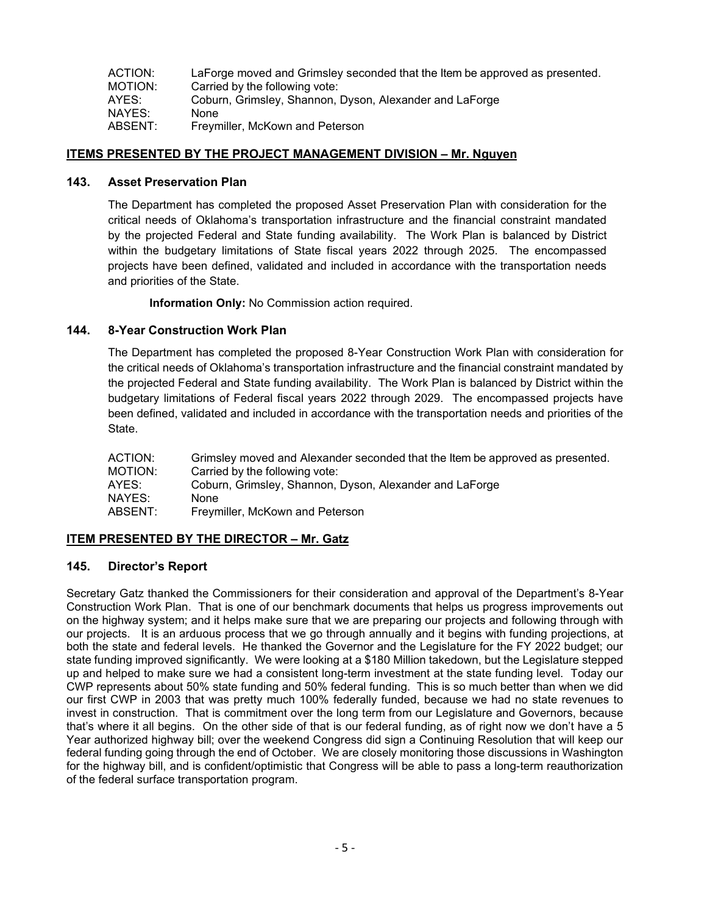| | |
|---|---|
| ACTION: | LaForge moved and Grimsley seconded that the Item be approved as presented. |
| MOTION: | Carried by the following vote: |
| AYES: | Coburn, Grimsley, Shannon, Dyson, Alexander and LaForge |
| NAYES: | None |
| ABSENT: | Freymiller, McKown and Peterson |

## ITEMS PRESENTED BY THE PROJECT MANAGEMENT DIVISION – Mr. Nguyen

### 143. Asset Preservation Plan

The Department has completed the proposed Asset Preservation Plan with consideration for the critical needs of Oklahoma's transportation infrastructure and the financial constraint mandated by the projected Federal and State funding availability. The Work Plan is balanced by District within the budgetary limitations of State fiscal years 2022 through 2025. The encompassed projects have been defined, validated and included in accordance with the transportation needs and priorities of the State.

**Information Only:** No Commission action required.

### 144. 8-Year Construction Work Plan

The Department has completed the proposed 8-Year Construction Work Plan with consideration for the critical needs of Oklahoma's transportation infrastructure and the financial constraint mandated by the projected Federal and State funding availability. The Work Plan is balanced by District within the budgetary limitations of Federal fiscal years 2022 through 2029. The encompassed projects have been defined, validated and included in accordance with the transportation needs and priorities of the State.

| | |
|---|---|
| ACTION: | Grimsley moved and Alexander seconded that the Item be approved as presented. |
| MOTION: | Carried by the following vote: |
| AYES: | Coburn, Grimsley, Shannon, Dyson, Alexander and LaForge |
| NAYES: | None |
| ABSENT: | Freymiller, McKown and Peterson |

## ITEM PRESENTED BY THE DIRECTOR – Mr. Gatz

### 145. Director's Report

Secretary Gatz thanked the Commissioners for their consideration and approval of the Department's 8-Year Construction Work Plan. That is one of our benchmark documents that helps us progress improvements out on the highway system; and it helps make sure that we are preparing our projects and following through with our projects. It is an arduous process that we go through annually and it begins with funding projections, at both the state and federal levels. He thanked the Governor and the Legislature for the FY 2022 budget; our state funding improved significantly. We were looking at a $180 Million takedown, but the Legislature stepped up and helped to make sure we had a consistent long-term investment at the state funding level. Today our CWP represents about 50% state funding and 50% federal funding. This is so much better than when we did our first CWP in 2003 that was pretty much 100% federally funded, because we had no state revenues to invest in construction. That is commitment over the long term from our Legislature and Governors, because that's where it all begins. On the other side of that is our federal funding, as of right now we don't have a 5 Year authorized highway bill; over the weekend Congress did sign a Continuing Resolution that will keep our federal funding going through the end of October. We are closely monitoring those discussions in Washington for the highway bill, and is confident/optimistic that Congress will be able to pass a long-term reauthorization of the federal surface transportation program.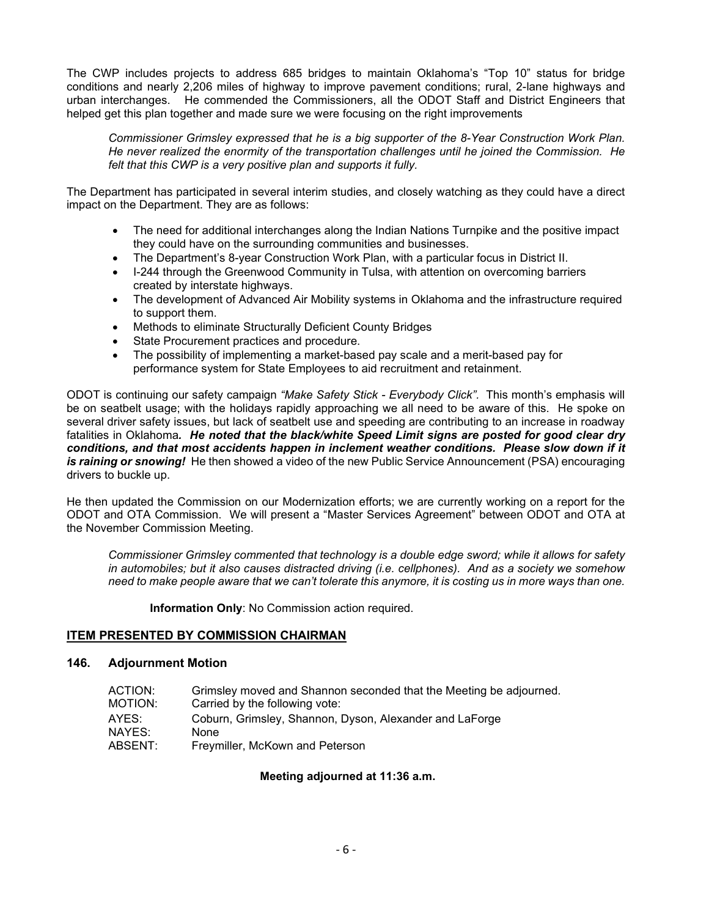The CWP includes projects to address 685 bridges to maintain Oklahoma's "Top 10" status for bridge conditions and nearly 2,206 miles of highway to improve pavement conditions; rural, 2-lane highways and urban interchanges. He commended the Commissioners, all the ODOT Staff and District Engineers that helped get this plan together and made sure we were focusing on the right improvements

> *Commissioner Grimsley expressed that he is a big supporter of the 8-Year Construction Work Plan. He never realized the enormity of the transportation challenges until he joined the Commission. He felt that this CWP is a very positive plan and supports it fully.*

The Department has participated in several interim studies, and closely watching as they could have a direct impact on the Department. They are as follows:

- The need for additional interchanges along the Indian Nations Turnpike and the positive impact they could have on the surrounding communities and businesses.
- The Department's 8-year Construction Work Plan, with a particular focus in District II.
- I-244 through the Greenwood Community in Tulsa, with attention on overcoming barriers created by interstate highways.
- The development of Advanced Air Mobility systems in Oklahoma and the infrastructure required to support them.
- Methods to eliminate Structurally Deficient County Bridges
- State Procurement practices and procedure.
- The possibility of implementing a market-based pay scale and a merit-based pay for performance system for State Employees to aid recruitment and retainment.

ODOT is continuing our safety campaign *"Make Safety Stick - Everybody Click".* This month's emphasis will be on seatbelt usage; with the holidays rapidly approaching we all need to be aware of this. He spoke on several driver safety issues, but lack of seatbelt use and speeding are contributing to an increase in roadway fatalities in Oklahoma***. He noted that the black/white Speed Limit signs are posted for good clear dry conditions, and that most accidents happen in inclement weather conditions. Please slow down if it is raining or snowing!*** He then showed a video of the new Public Service Announcement (PSA) encouraging drivers to buckle up.

He then updated the Commission on our Modernization efforts; we are currently working on a report for the ODOT and OTA Commission. We will present a "Master Services Agreement" between ODOT and OTA at the November Commission Meeting.

> *Commissioner Grimsley commented that technology is a double edge sword; while it allows for safety in automobiles; but it also causes distracted driving (i.e. cellphones). And as a society we somehow need to make people aware that we can't tolerate this anymore, it is costing us in more ways than one.*

**Information Only**: No Commission action required.

## ITEM PRESENTED BY COMMISSION CHAIRMAN

### 146. Adjournment Motion

| | |
|---|---|
| ACTION: | Grimsley moved and Shannon seconded that the Meeting be adjourned. |
| MOTION: | Carried by the following vote: |
| AYES: | Coburn, Grimsley, Shannon, Dyson, Alexander and LaForge |
| NAYES: | None |
| ABSENT: | Freymiller, McKown and Peterson |

**Meeting adjourned at 11:36 a.m.**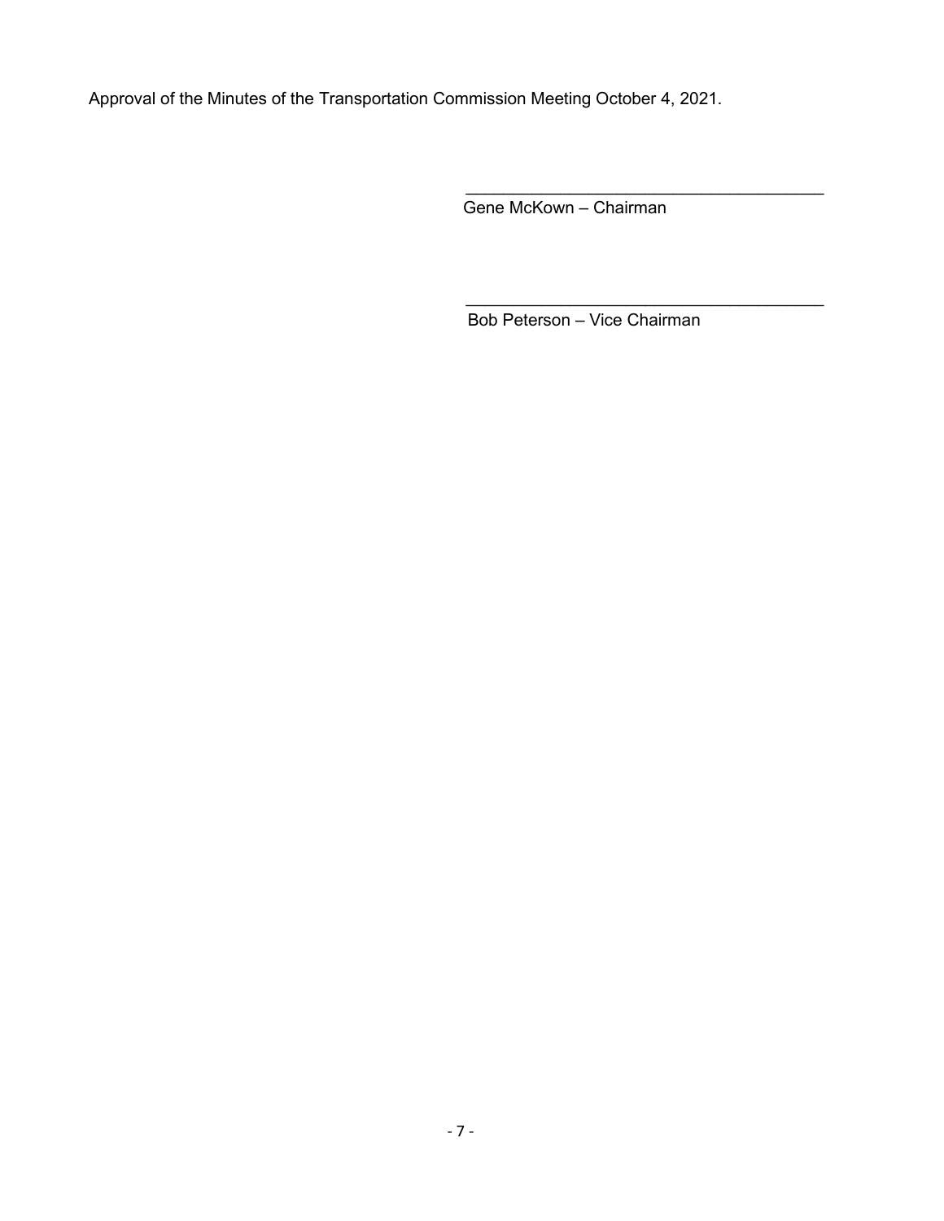Approval of the Minutes of the Transportation Commission Meeting October 4, 2021.

\_\_\_\_\_\_\_\_\_\_\_\_\_\_\_\_\_\_\_\_\_\_\_\_\_\_\_\_\_\_\_\_\_\_\_\_\_\_\_\_

Gene McKown – Chairman

\_\_\_\_\_\_\_\_\_\_\_\_\_\_\_\_\_\_\_\_\_\_\_\_\_\_\_\_\_\_\_\_\_\_\_\_\_\_\_\_

Bob Peterson – Vice Chairman